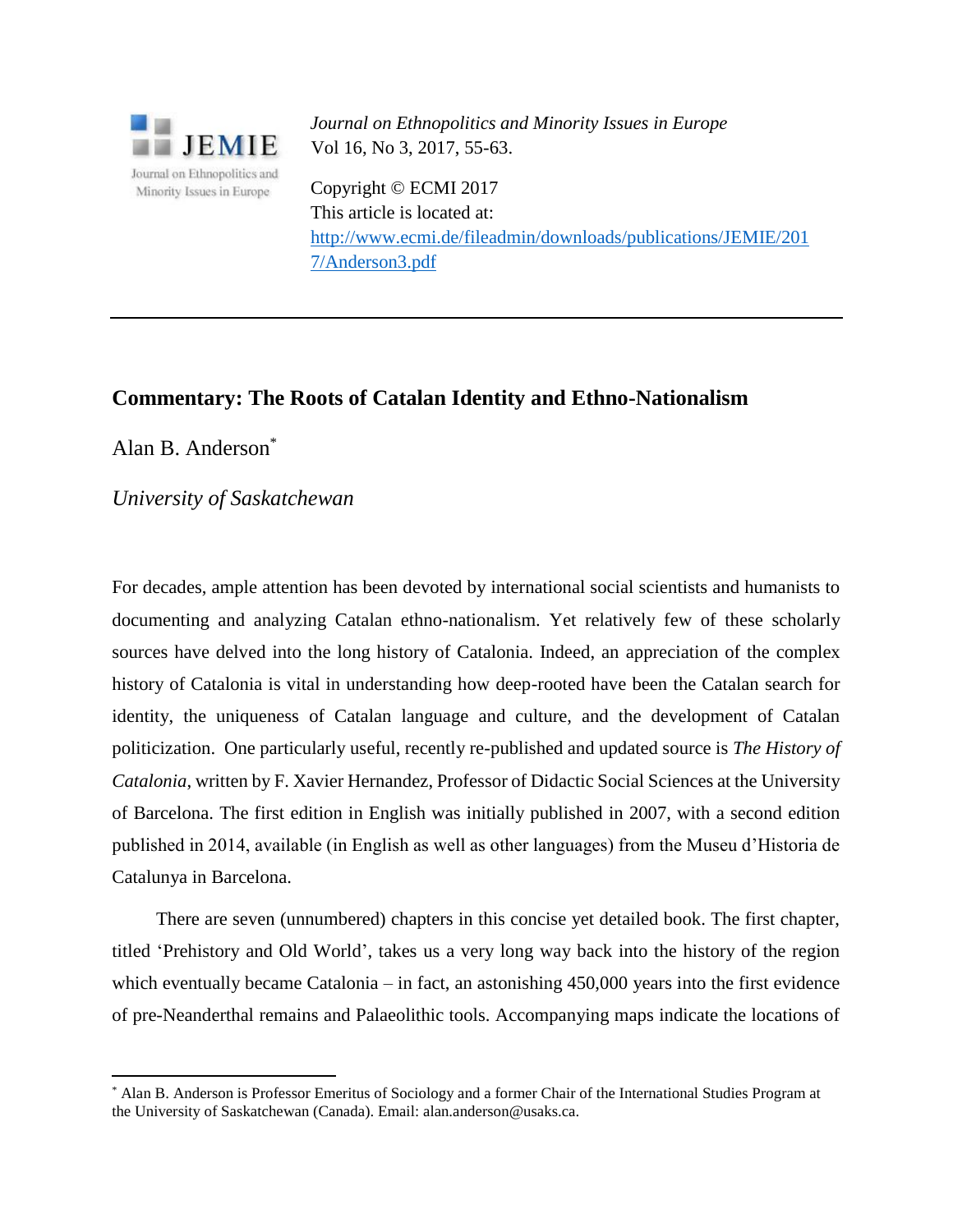*Journal on Ethnopolitics and Minority Issues in Europe*
Vol 16, No 3, 2017, 55-63.

Copyright © ECMI 2017
This article is located at:
http://www.ecmi.de/fileadmin/downloads/publications/JEMIE/2017/Anderson3.pdf

---

## Commentary: The Roots of Catalan Identity and Ethno-Nationalism

Alan B. Anderson*

*University of Saskatchewan*

For decades, ample attention has been devoted by international social scientists and humanists to documenting and analyzing Catalan ethno-nationalism. Yet relatively few of these scholarly sources have delved into the long history of Catalonia. Indeed, an appreciation of the complex history of Catalonia is vital in understanding how deep-rooted have been the Catalan search for identity, the uniqueness of Catalan language and culture, and the development of Catalan politicization. One particularly useful, recently re-published and updated source is *The History of Catalonia*, written by F. Xavier Hernandez, Professor of Didactic Social Sciences at the University of Barcelona. The first edition in English was initially published in 2007, with a second edition published in 2014, available (in English as well as other languages) from the Museu d'Historia de Catalunya in Barcelona.

There are seven (unnumbered) chapters in this concise yet detailed book. The first chapter, titled 'Prehistory and Old World', takes us a very long way back into the history of the region which eventually became Catalonia – in fact, an astonishing 450,000 years into the first evidence of pre-Neanderthal remains and Palaeolithic tools. Accompanying maps indicate the locations of

---

* Alan B. Anderson is Professor Emeritus of Sociology and a former Chair of the International Studies Program at the University of Saskatchewan (Canada). Email: alan.anderson@usaks.ca.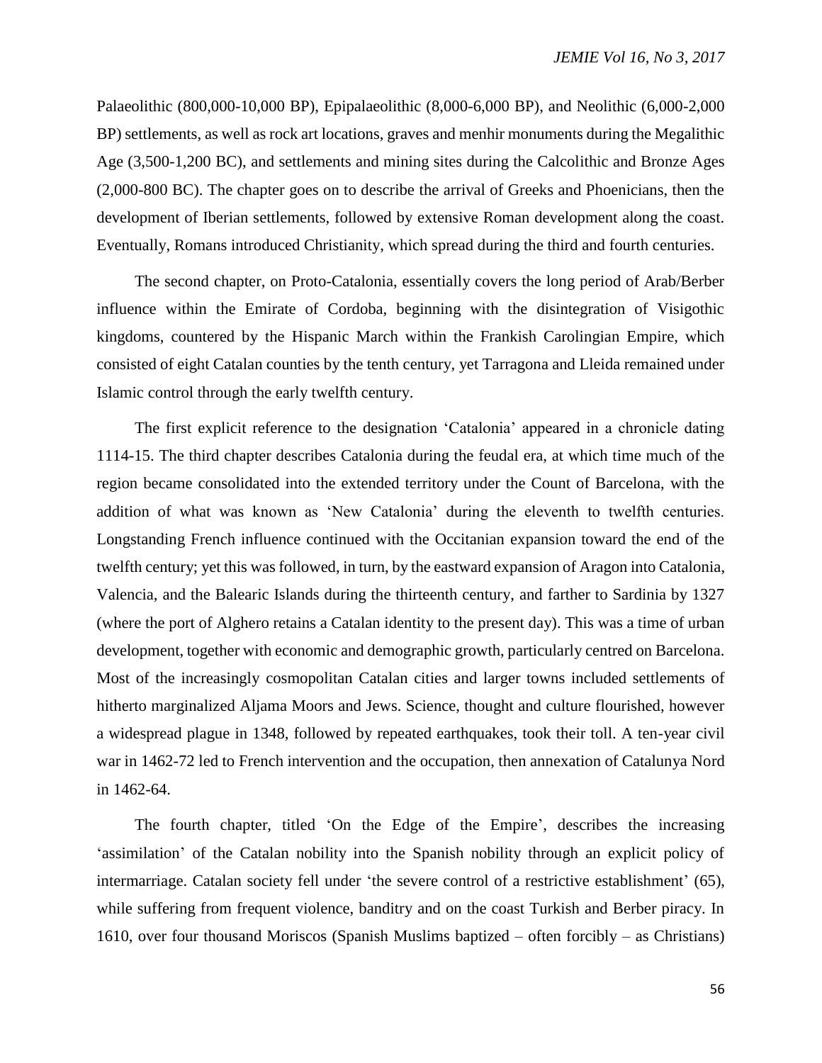Palaeolithic (800,000-10,000 BP), Epipalaeolithic (8,000-6,000 BP), and Neolithic (6,000-2,000 BP) settlements, as well as rock art locations, graves and menhir monuments during the Megalithic Age (3,500-1,200 BC), and settlements and mining sites during the Calcolithic and Bronze Ages (2,000-800 BC). The chapter goes on to describe the arrival of Greeks and Phoenicians, then the development of Iberian settlements, followed by extensive Roman development along the coast. Eventually, Romans introduced Christianity, which spread during the third and fourth centuries.

The second chapter, on Proto-Catalonia, essentially covers the long period of Arab/Berber influence within the Emirate of Cordoba, beginning with the disintegration of Visigothic kingdoms, countered by the Hispanic March within the Frankish Carolingian Empire, which consisted of eight Catalan counties by the tenth century, yet Tarragona and Lleida remained under Islamic control through the early twelfth century.

The first explicit reference to the designation 'Catalonia' appeared in a chronicle dating 1114-15. The third chapter describes Catalonia during the feudal era, at which time much of the region became consolidated into the extended territory under the Count of Barcelona, with the addition of what was known as 'New Catalonia' during the eleventh to twelfth centuries. Longstanding French influence continued with the Occitanian expansion toward the end of the twelfth century; yet this was followed, in turn, by the eastward expansion of Aragon into Catalonia, Valencia, and the Balearic Islands during the thirteenth century, and farther to Sardinia by 1327 (where the port of Alghero retains a Catalan identity to the present day). This was a time of urban development, together with economic and demographic growth, particularly centred on Barcelona. Most of the increasingly cosmopolitan Catalan cities and larger towns included settlements of hitherto marginalized Aljama Moors and Jews. Science, thought and culture flourished, however a widespread plague in 1348, followed by repeated earthquakes, took their toll. A ten-year civil war in 1462-72 led to French intervention and the occupation, then annexation of Catalunya Nord in 1462-64.

The fourth chapter, titled 'On the Edge of the Empire', describes the increasing 'assimilation' of the Catalan nobility into the Spanish nobility through an explicit policy of intermarriage. Catalan society fell under 'the severe control of a restrictive establishment' (65), while suffering from frequent violence, banditry and on the coast Turkish and Berber piracy. In 1610, over four thousand Moriscos (Spanish Muslims baptized – often forcibly – as Christians)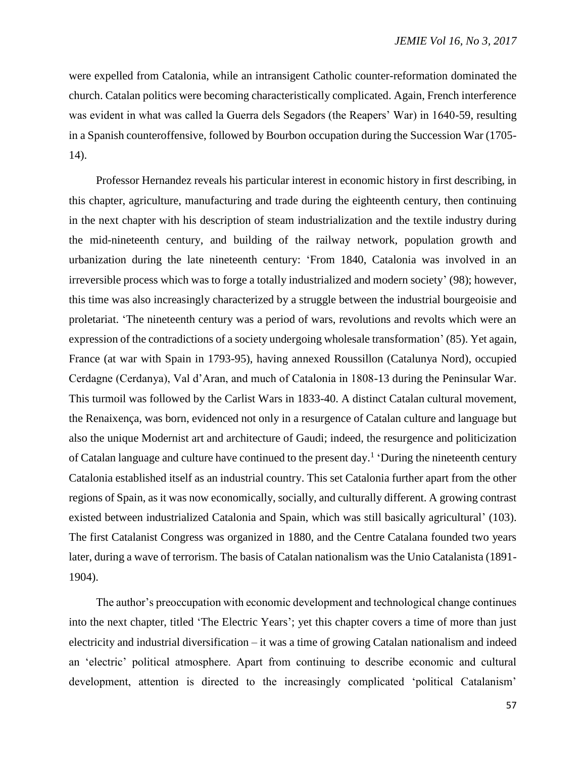were expelled from Catalonia, while an intransigent Catholic counter-reformation dominated the church. Catalan politics were becoming characteristically complicated. Again, French interference was evident in what was called la Guerra dels Segadors (the Reapers' War) in 1640-59, resulting in a Spanish counteroffensive, followed by Bourbon occupation during the Succession War (1705-14).

Professor Hernandez reveals his particular interest in economic history in first describing, in this chapter, agriculture, manufacturing and trade during the eighteenth century, then continuing in the next chapter with his description of steam industrialization and the textile industry during the mid-nineteenth century, and building of the railway network, population growth and urbanization during the late nineteenth century: 'From 1840, Catalonia was involved in an irreversible process which was to forge a totally industrialized and modern society' (98); however, this time was also increasingly characterized by a struggle between the industrial bourgeoisie and proletariat. 'The nineteenth century was a period of wars, revolutions and revolts which were an expression of the contradictions of a society undergoing wholesale transformation' (85). Yet again, France (at war with Spain in 1793-95), having annexed Roussillon (Catalunya Nord), occupied Cerdagne (Cerdanya), Val d'Aran, and much of Catalonia in 1808-13 during the Peninsular War. This turmoil was followed by the Carlist Wars in 1833-40. A distinct Catalan cultural movement, the Renaixença, was born, evidenced not only in a resurgence of Catalan culture and language but also the unique Modernist art and architecture of Gaudi; indeed, the resurgence and politicization of Catalan language and culture have continued to the present day.[1] 'During the nineteenth century Catalonia established itself as an industrial country. This set Catalonia further apart from the other regions of Spain, as it was now economically, socially, and culturally different. A growing contrast existed between industrialized Catalonia and Spain, which was still basically agricultural' (103). The first Catalanist Congress was organized in 1880, and the Centre Catalana founded two years later, during a wave of terrorism. The basis of Catalan nationalism was the Unio Catalanista (1891-1904).

The author's preoccupation with economic development and technological change continues into the next chapter, titled 'The Electric Years'; yet this chapter covers a time of more than just electricity and industrial diversification – it was a time of growing Catalan nationalism and indeed an 'electric' political atmosphere. Apart from continuing to describe economic and cultural development, attention is directed to the increasingly complicated 'political Catalanism'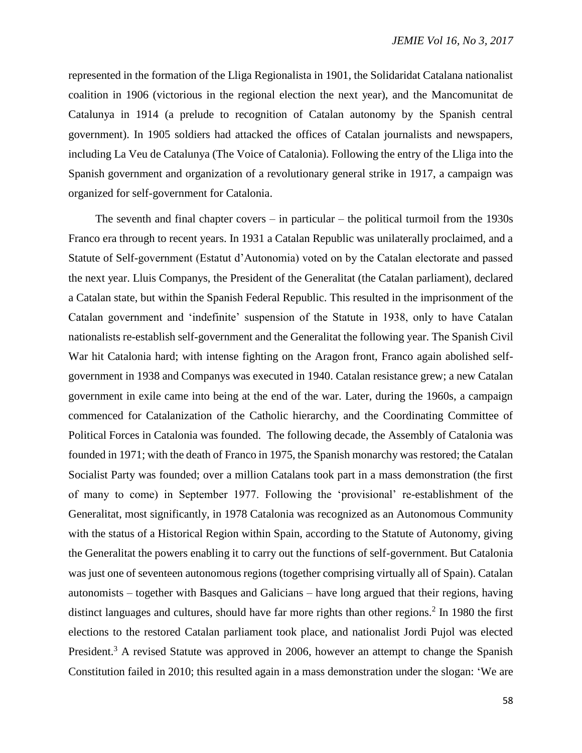represented in the formation of the Lliga Regionalista in 1901, the Solidaridat Catalana nationalist coalition in 1906 (victorious in the regional election the next year), and the Mancomunitat de Catalunya in 1914 (a prelude to recognition of Catalan autonomy by the Spanish central government). In 1905 soldiers had attacked the offices of Catalan journalists and newspapers, including La Veu de Catalunya (The Voice of Catalonia). Following the entry of the Lliga into the Spanish government and organization of a revolutionary general strike in 1917, a campaign was organized for self-government for Catalonia.

The seventh and final chapter covers – in particular – the political turmoil from the 1930s Franco era through to recent years. In 1931 a Catalan Republic was unilaterally proclaimed, and a Statute of Self-government (Estatut d'Autonomia) voted on by the Catalan electorate and passed the next year. Lluis Companys, the President of the Generalitat (the Catalan parliament), declared a Catalan state, but within the Spanish Federal Republic. This resulted in the imprisonment of the Catalan government and 'indefinite' suspension of the Statute in 1938, only to have Catalan nationalists re-establish self-government and the Generalitat the following year. The Spanish Civil War hit Catalonia hard; with intense fighting on the Aragon front, Franco again abolished self-government in 1938 and Companys was executed in 1940. Catalan resistance grew; a new Catalan government in exile came into being at the end of the war. Later, during the 1960s, a campaign commenced for Catalanization of the Catholic hierarchy, and the Coordinating Committee of Political Forces in Catalonia was founded. The following decade, the Assembly of Catalonia was founded in 1971; with the death of Franco in 1975, the Spanish monarchy was restored; the Catalan Socialist Party was founded; over a million Catalans took part in a mass demonstration (the first of many to come) in September 1977. Following the 'provisional' re-establishment of the Generalitat, most significantly, in 1978 Catalonia was recognized as an Autonomous Community with the status of a Historical Region within Spain, according to the Statute of Autonomy, giving the Generalitat the powers enabling it to carry out the functions of self-government. But Catalonia was just one of seventeen autonomous regions (together comprising virtually all of Spain). Catalan autonomists – together with Basques and Galicians – have long argued that their regions, having distinct languages and cultures, should have far more rights than other regions.[2] In 1980 the first elections to the restored Catalan parliament took place, and nationalist Jordi Pujol was elected President.[3] A revised Statute was approved in 2006, however an attempt to change the Spanish Constitution failed in 2010; this resulted again in a mass demonstration under the slogan: 'We are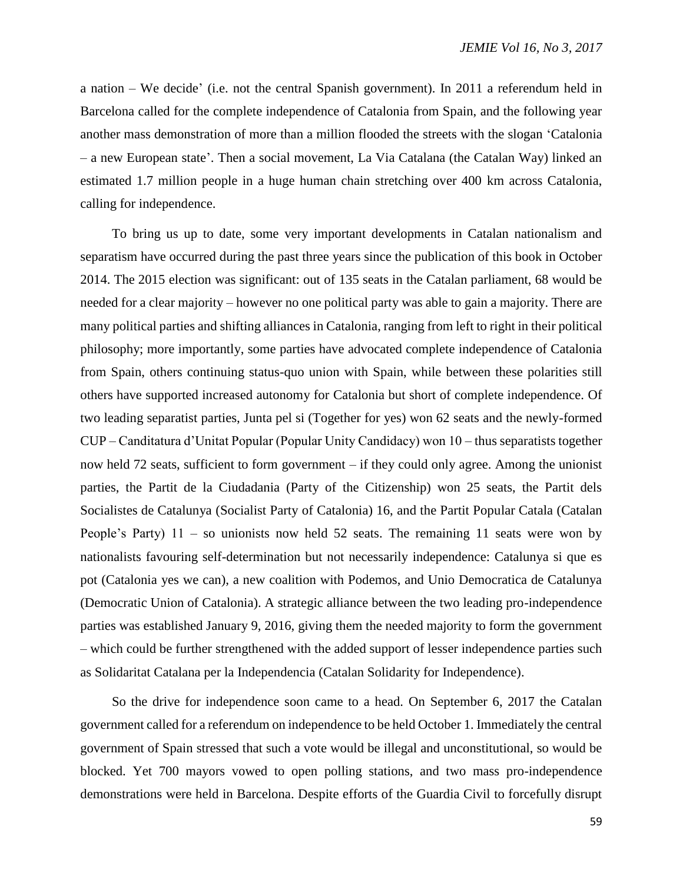a nation – We decide' (i.e. not the central Spanish government). In 2011 a referendum held in Barcelona called for the complete independence of Catalonia from Spain, and the following year another mass demonstration of more than a million flooded the streets with the slogan 'Catalonia – a new European state'. Then a social movement, La Via Catalana (the Catalan Way) linked an estimated 1.7 million people in a huge human chain stretching over 400 km across Catalonia, calling for independence.

To bring us up to date, some very important developments in Catalan nationalism and separatism have occurred during the past three years since the publication of this book in October 2014. The 2015 election was significant: out of 135 seats in the Catalan parliament, 68 would be needed for a clear majority – however no one political party was able to gain a majority. There are many political parties and shifting alliances in Catalonia, ranging from left to right in their political philosophy; more importantly, some parties have advocated complete independence of Catalonia from Spain, others continuing status-quo union with Spain, while between these polarities still others have supported increased autonomy for Catalonia but short of complete independence. Of two leading separatist parties, Junta pel si (Together for yes) won 62 seats and the newly-formed CUP – Canditatura d'Unitat Popular (Popular Unity Candidacy) won 10 – thus separatists together now held 72 seats, sufficient to form government – if they could only agree. Among the unionist parties, the Partit de la Ciudadania (Party of the Citizenship) won 25 seats, the Partit dels Socialistes de Catalunya (Socialist Party of Catalonia) 16, and the Partit Popular Catala (Catalan People's Party) 11 – so unionists now held 52 seats. The remaining 11 seats were won by nationalists favouring self-determination but not necessarily independence: Catalunya si que es pot (Catalonia yes we can), a new coalition with Podemos, and Unio Democratica de Catalunya (Democratic Union of Catalonia). A strategic alliance between the two leading pro-independence parties was established January 9, 2016, giving them the needed majority to form the government – which could be further strengthened with the added support of lesser independence parties such as Solidaritat Catalana per la Independencia (Catalan Solidarity for Independence).

So the drive for independence soon came to a head. On September 6, 2017 the Catalan government called for a referendum on independence to be held October 1. Immediately the central government of Spain stressed that such a vote would be illegal and unconstitutional, so would be blocked. Yet 700 mayors vowed to open polling stations, and two mass pro-independence demonstrations were held in Barcelona. Despite efforts of the Guardia Civil to forcefully disrupt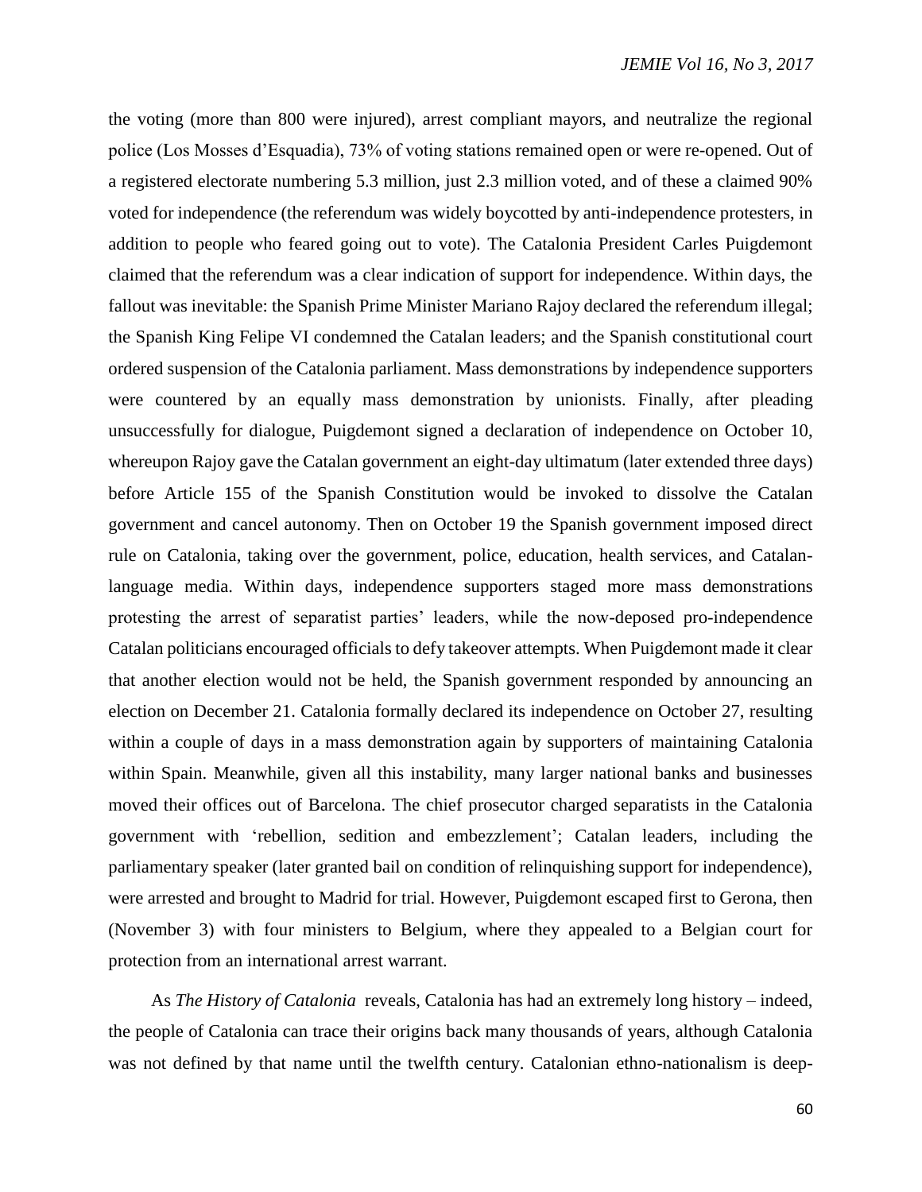the voting (more than 800 were injured), arrest compliant mayors, and neutralize the regional police (Los Mosses d'Esquadia), 73% of voting stations remained open or were re-opened. Out of a registered electorate numbering 5.3 million, just 2.3 million voted, and of these a claimed 90% voted for independence (the referendum was widely boycotted by anti-independence protesters, in addition to people who feared going out to vote). The Catalonia President Carles Puigdemont claimed that the referendum was a clear indication of support for independence. Within days, the fallout was inevitable: the Spanish Prime Minister Mariano Rajoy declared the referendum illegal; the Spanish King Felipe VI condemned the Catalan leaders; and the Spanish constitutional court ordered suspension of the Catalonia parliament. Mass demonstrations by independence supporters were countered by an equally mass demonstration by unionists. Finally, after pleading unsuccessfully for dialogue, Puigdemont signed a declaration of independence on October 10, whereupon Rajoy gave the Catalan government an eight-day ultimatum (later extended three days) before Article 155 of the Spanish Constitution would be invoked to dissolve the Catalan government and cancel autonomy. Then on October 19 the Spanish government imposed direct rule on Catalonia, taking over the government, police, education, health services, and Catalan-language media. Within days, independence supporters staged more mass demonstrations protesting the arrest of separatist parties' leaders, while the now-deposed pro-independence Catalan politicians encouraged officials to defy takeover attempts. When Puigdemont made it clear that another election would not be held, the Spanish government responded by announcing an election on December 21. Catalonia formally declared its independence on October 27, resulting within a couple of days in a mass demonstration again by supporters of maintaining Catalonia within Spain. Meanwhile, given all this instability, many larger national banks and businesses moved their offices out of Barcelona. The chief prosecutor charged separatists in the Catalonia government with 'rebellion, sedition and embezzlement'; Catalan leaders, including the parliamentary speaker (later granted bail on condition of relinquishing support for independence), were arrested and brought to Madrid for trial. However, Puigdemont escaped first to Gerona, then (November 3) with four ministers to Belgium, where they appealed to a Belgian court for protection from an international arrest warrant.

As *The History of Catalonia* reveals, Catalonia has had an extremely long history – indeed, the people of Catalonia can trace their origins back many thousands of years, although Catalonia was not defined by that name until the twelfth century. Catalonian ethno-nationalism is deep-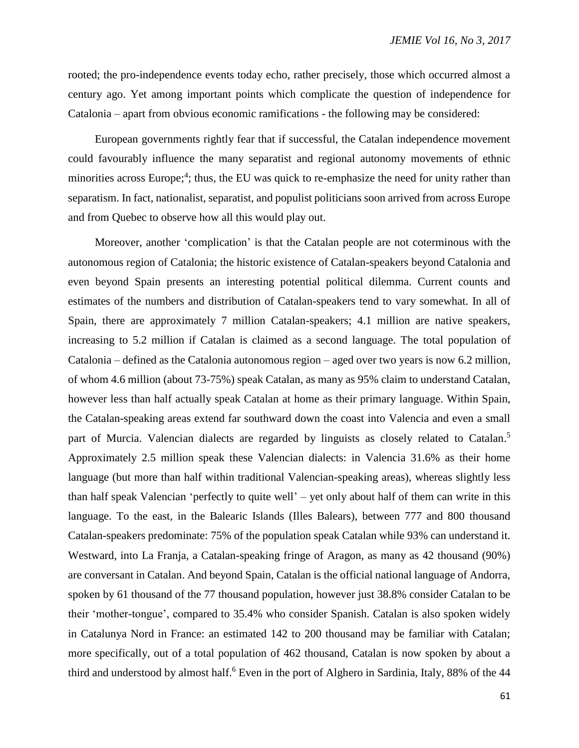rooted; the pro-independence events today echo, rather precisely, those which occurred almost a century ago. Yet among important points which complicate the question of independence for Catalonia – apart from obvious economic ramifications - the following may be considered:

European governments rightly fear that if successful, the Catalan independence movement could favourably influence the many separatist and regional autonomy movements of ethnic minorities across Europe;[4]; thus, the EU was quick to re-emphasize the need for unity rather than separatism. In fact, nationalist, separatist, and populist politicians soon arrived from across Europe and from Quebec to observe how all this would play out.

Moreover, another 'complication' is that the Catalan people are not coterminous with the autonomous region of Catalonia; the historic existence of Catalan-speakers beyond Catalonia and even beyond Spain presents an interesting potential political dilemma. Current counts and estimates of the numbers and distribution of Catalan-speakers tend to vary somewhat. In all of Spain, there are approximately 7 million Catalan-speakers; 4.1 million are native speakers, increasing to 5.2 million if Catalan is claimed as a second language. The total population of Catalonia – defined as the Catalonia autonomous region – aged over two years is now 6.2 million, of whom 4.6 million (about 73-75%) speak Catalan, as many as 95% claim to understand Catalan, however less than half actually speak Catalan at home as their primary language. Within Spain, the Catalan-speaking areas extend far southward down the coast into Valencia and even a small part of Murcia. Valencian dialects are regarded by linguists as closely related to Catalan.[5] Approximately 2.5 million speak these Valencian dialects: in Valencia 31.6% as their home language (but more than half within traditional Valencian-speaking areas), whereas slightly less than half speak Valencian 'perfectly to quite well' – yet only about half of them can write in this language. To the east, in the Balearic Islands (Illes Balears), between 777 and 800 thousand Catalan-speakers predominate: 75% of the population speak Catalan while 93% can understand it. Westward, into La Franja, a Catalan-speaking fringe of Aragon, as many as 42 thousand (90%) are conversant in Catalan. And beyond Spain, Catalan is the official national language of Andorra, spoken by 61 thousand of the 77 thousand population, however just 38.8% consider Catalan to be their 'mother-tongue', compared to 35.4% who consider Spanish. Catalan is also spoken widely in Catalunya Nord in France: an estimated 142 to 200 thousand may be familiar with Catalan; more specifically, out of a total population of 462 thousand, Catalan is now spoken by about a third and understood by almost half.[6] Even in the port of Alghero in Sardinia, Italy, 88% of the 44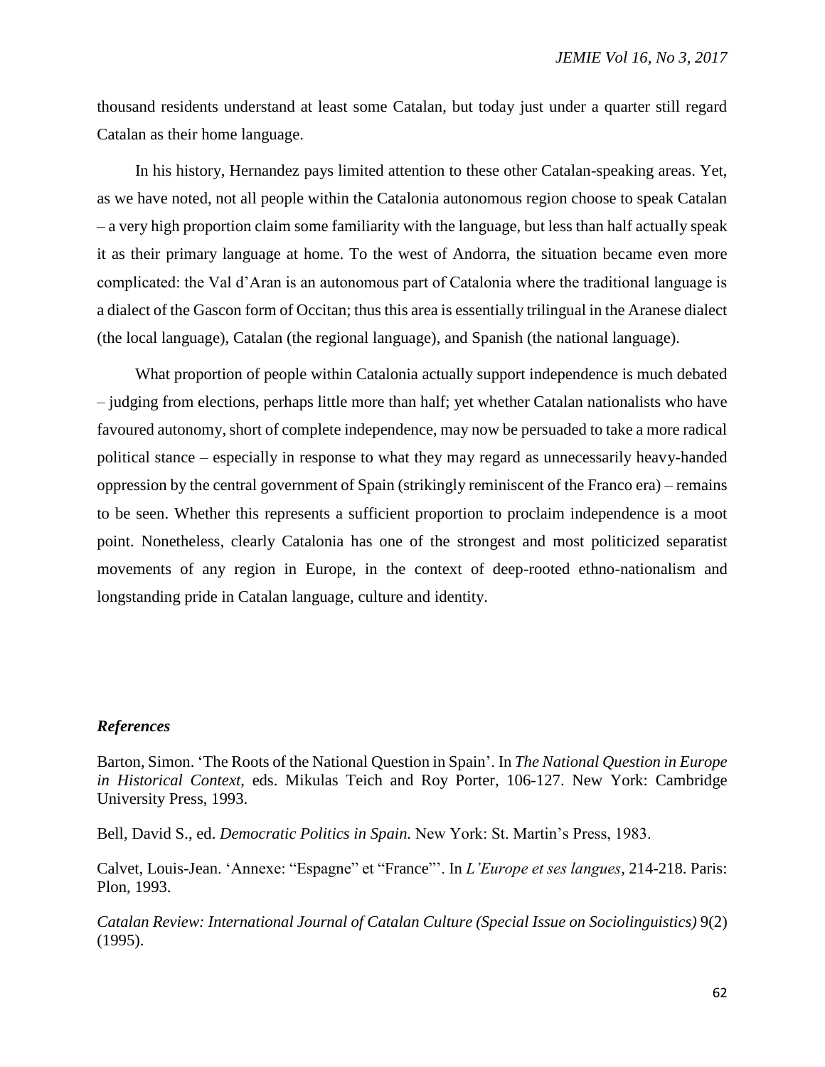thousand residents understand at least some Catalan, but today just under a quarter still regard Catalan as their home language.

In his history, Hernandez pays limited attention to these other Catalan-speaking areas. Yet, as we have noted, not all people within the Catalonia autonomous region choose to speak Catalan – a very high proportion claim some familiarity with the language, but less than half actually speak it as their primary language at home. To the west of Andorra, the situation became even more complicated: the Val d'Aran is an autonomous part of Catalonia where the traditional language is a dialect of the Gascon form of Occitan; thus this area is essentially trilingual in the Aranese dialect (the local language), Catalan (the regional language), and Spanish (the national language).

What proportion of people within Catalonia actually support independence is much debated – judging from elections, perhaps little more than half; yet whether Catalan nationalists who have favoured autonomy, short of complete independence, may now be persuaded to take a more radical political stance – especially in response to what they may regard as unnecessarily heavy-handed oppression by the central government of Spain (strikingly reminiscent of the Franco era) – remains to be seen. Whether this represents a sufficient proportion to proclaim independence is a moot point. Nonetheless, clearly Catalonia has one of the strongest and most politicized separatist movements of any region in Europe, in the context of deep-rooted ethno-nationalism and longstanding pride in Catalan language, culture and identity.

### *References*

Barton, Simon. 'The Roots of the National Question in Spain'. In *The National Question in Europe in Historical Context*, eds. Mikulas Teich and Roy Porter, 106-127. New York: Cambridge University Press, 1993.

Bell, David S., ed. *Democratic Politics in Spain.* New York: St. Martin's Press, 1983.

Calvet, Louis-Jean. 'Annexe: "Espagne" et "France"'. In *L'Europe et ses langues*, 214-218. Paris: Plon, 1993.

*Catalan Review: International Journal of Catalan Culture (Special Issue on Sociolinguistics)* 9(2) (1995).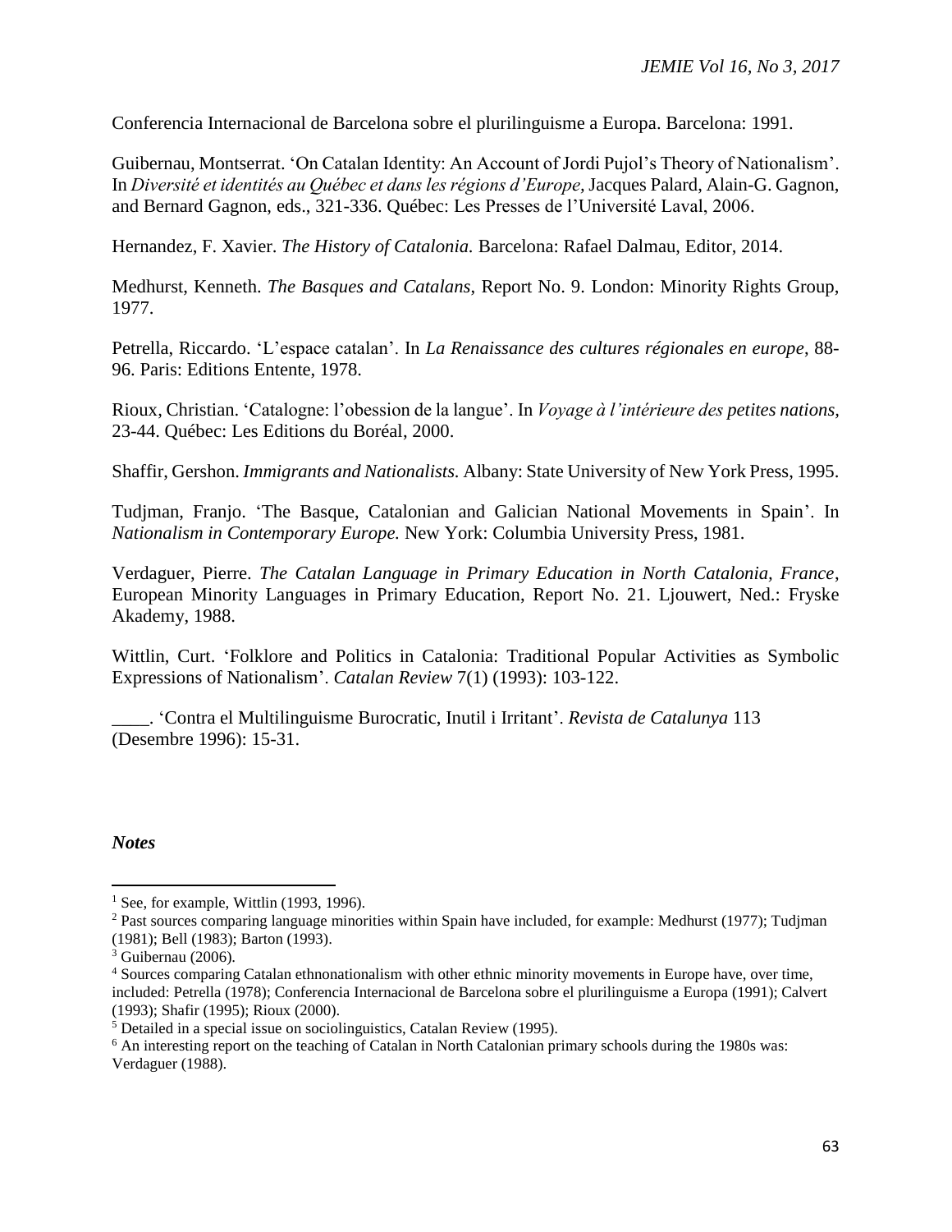Conferencia Internacional de Barcelona sobre el plurilinguisme a Europa. Barcelona: 1991.

Guibernau, Montserrat. 'On Catalan Identity: An Account of Jordi Pujol's Theory of Nationalism'. In *Diversité et identités au Québec et dans les régions d'Europe,* Jacques Palard, Alain-G. Gagnon, and Bernard Gagnon, eds., 321-336. Québec: Les Presses de l'Université Laval, 2006.

Hernandez, F. Xavier. *The History of Catalonia.* Barcelona: Rafael Dalmau, Editor, 2014.

Medhurst, Kenneth. *The Basques and Catalans*, Report No. 9. London: Minority Rights Group, 1977.

Petrella, Riccardo. 'L'espace catalan'. In *La Renaissance des cultures régionales en europe*, 88-96. Paris: Editions Entente, 1978.

Rioux, Christian. 'Catalogne: l'obession de la langue'. In *Voyage à l'intérieure des petites nations*, 23-44. Québec: Les Editions du Boréal, 2000.

Shaffir, Gershon. *Immigrants and Nationalists.* Albany: State University of New York Press, 1995.

Tudjman, Franjo. 'The Basque, Catalonian and Galician National Movements in Spain'. In *Nationalism in Contemporary Europe.* New York: Columbia University Press, 1981.

Verdaguer, Pierre. *The Catalan Language in Primary Education in North Catalonia, France*, European Minority Languages in Primary Education, Report No. 21. Ljouwert, Ned.: Fryske Akademy, 1988.

Wittlin, Curt. 'Folklore and Politics in Catalonia: Traditional Popular Activities as Symbolic Expressions of Nationalism'. *Catalan Review* 7(1) (1993): 103-122.

____. 'Contra el Multilinguisme Burocratic, Inutil i Irritant'. *Revista de Catalunya* 113 (Desembre 1996): 15-31.

### *Notes*

[1] See, for example, Wittlin (1993, 1996).

[2] Past sources comparing language minorities within Spain have included, for example: Medhurst (1977); Tudjman (1981); Bell (1983); Barton (1993).

[3] Guibernau (2006).

[4] Sources comparing Catalan ethnonationalism with other ethnic minority movements in Europe have, over time, included: Petrella (1978); Conferencia Internacional de Barcelona sobre el plurilinguisme a Europa (1991); Calvert (1993); Shafir (1995); Rioux (2000).

[5] Detailed in a special issue on sociolinguistics, Catalan Review (1995).

[6] An interesting report on the teaching of Catalan in North Catalonian primary schools during the 1980s was: Verdaguer (1988).